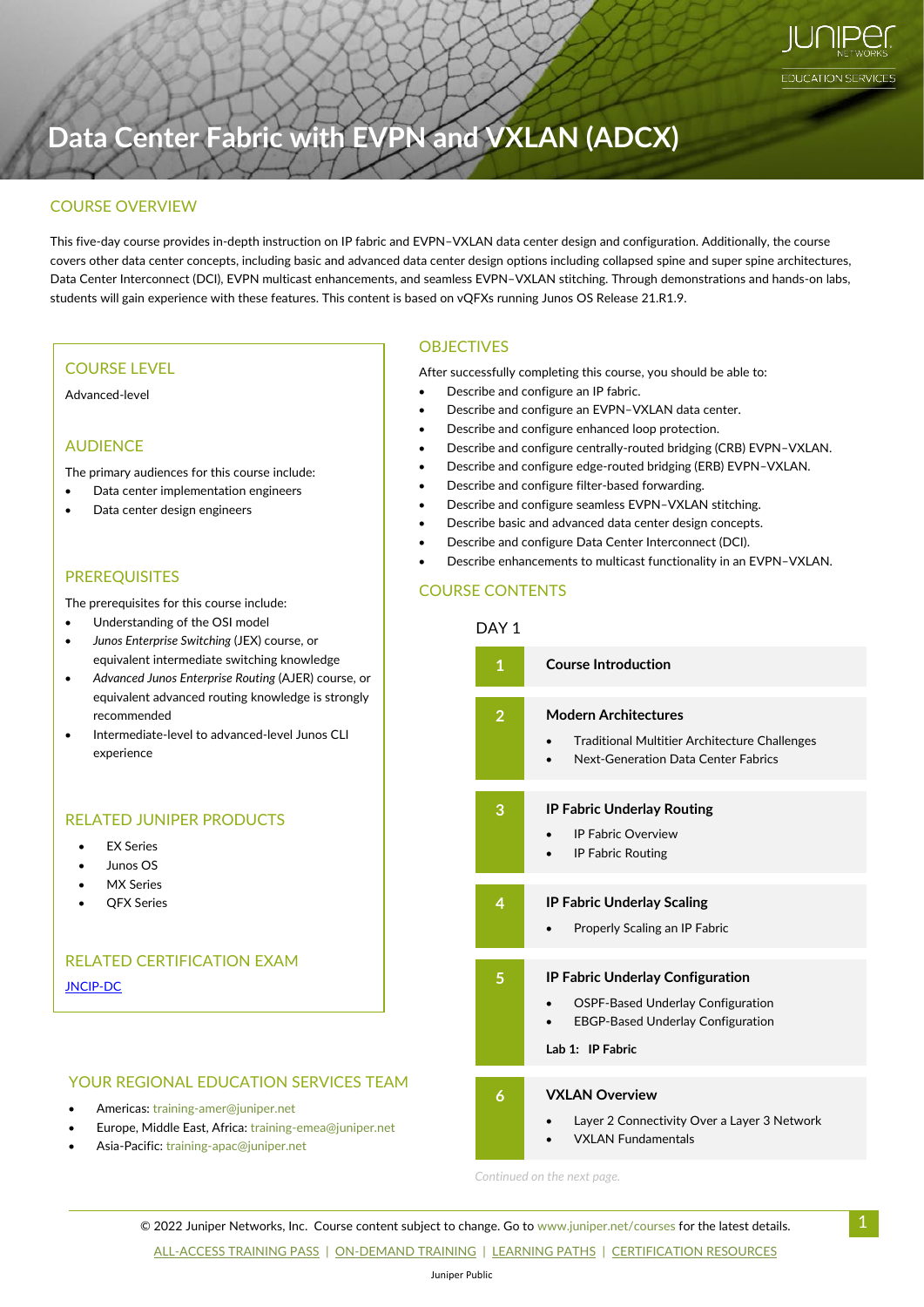# Data Center Fabric with EVPN and VXLAN (ADCX)

## COURSE OVERVIEW

This five-day course provides in-depth instruction on IP fabric and EVPN–VXLAN data center design and configuration. Additionally, the course covers other data center concepts, including basic and advanced data center design options including collapsed spine and super spine architectures, Data Center Interconnect (DCI), EVPN multicast enhancements, and seamless EVPN–VXLAN stitching. Through demonstrations and hands-on labs, students will gain experience with these features. This content is based on vQFXs running Junos OS Release 21.R1.9.

## COURSE LEVEL

Advanced-level

## AUDIENCE

The primary audiences for this course include:

- Data center implementation engineers
- Data center design engineers

## PREREQUISITES

The prerequisites for this course include:

- Understanding of the OSI model
- *Junos Enterprise Switching* (JEX) course, or equivalent intermediate switching knowledge
- *Advanced Junos Enterprise Routing* (AJER) course, or equivalent advanced routing knowledge is strongly recommended
- Intermediate-level to advanced-level Junos CLI experience

## RELATED JUNIPER PRODUCTS

- EX Series
- Junos OS
- MX Series
- QFX Series

## RELATED CERTIFICATION EXAM

JNCIP-DC

## YOUR REGIONAL EDUCATION SERVICES TEAM

- Americas: training-amer@juniper.net
- Europe, Middle East, Africa: training-emea@juniper.net
- Asia-Pacific: training-apac@juniper.net

## OBJECTIVES

After successfully completing this course, you should be able to:

- Describe and configure an IP fabric.
- Describe and configure an EVPN–VXLAN data center.
- Describe and configure enhanced loop protection.
- Describe and configure centrally-routed bridging (CRB) EVPN–VXLAN.
- Describe and configure edge-routed bridging (ERB) EVPN–VXLAN.
- Describe and configure filter-based forwarding.
- Describe and configure seamless EVPN–VXLAN stitching.
- Describe basic and advanced data center design concepts.
- Describe and configure Data Center Interconnect (DCI).
- Describe enhancements to multicast functionality in an EVPN–VXLAN.

## COURSE CONTENTS

### DAY 1

**1 Course Introduction**

**2 Modern Architectures**

- Traditional Multitier Architecture Challenges
- Next-Generation Data Center Fabrics

**3 IP Fabric Underlay Routing**

- IP Fabric Overview
- IP Fabric Routing

**4 IP Fabric Underlay Scaling**

- Properly Scaling an IP Fabric

**5 IP Fabric Underlay Configuration**

- OSPF-Based Underlay Configuration
- EBGP-Based Underlay Configuration

**Lab 1: IP Fabric**

**6 VXLAN Overview**

- Layer 2 Connectivity Over a Layer 3 Network
- VXLAN Fundamentals

*Continued on the next page.*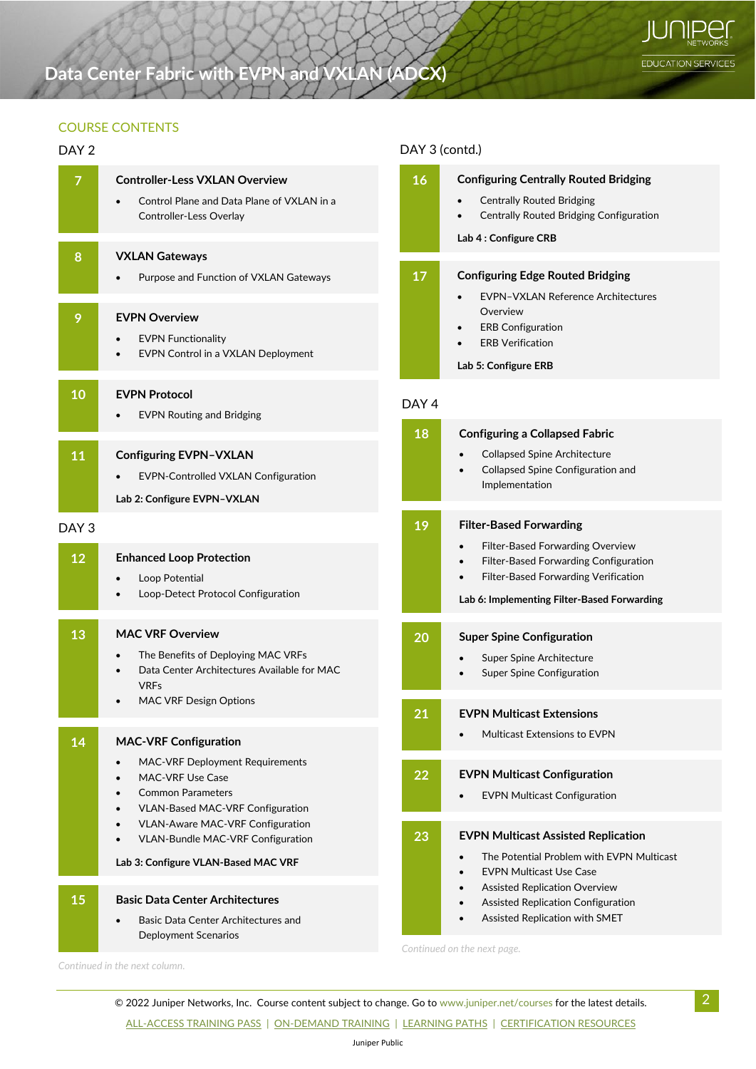# Data Center Fabric with EVPN and VXLAN (ADCX)

## COURSE CONTENTS

### DAY 2

**7 Controller-Less VXLAN Overview**

- Control Plane and Data Plane of VXLAN in a Controller-Less Overlay

**8 VXLAN Gateways**

- Purpose and Function of VXLAN Gateways

**9 EVPN Overview**

- EVPN Functionality
- EVPN Control in a VXLAN Deployment

**10 EVPN Protocol**

- EVPN Routing and Bridging

**11 Configuring EVPN–VXLAN**

- EVPN-Controlled VXLAN Configuration

**Lab 2: Configure EVPN–VXLAN**

### DAY 3

**12 Enhanced Loop Protection**

- Loop Potential
- Loop-Detect Protocol Configuration

**13 MAC VRF Overview**

- The Benefits of Deploying MAC VRFs
- Data Center Architectures Available for MAC VRFs
- MAC VRF Design Options

**14 MAC-VRF Configuration**

- MAC-VRF Deployment Requirements
- MAC-VRF Use Case
- Common Parameters
- VLAN-Based MAC-VRF Configuration
- VLAN-Aware MAC-VRF Configuration
- VLAN-Bundle MAC-VRF Configuration

**Lab 3: Configure VLAN-Based MAC VRF**

**15 Basic Data Center Architectures**

- Basic Data Center Architectures and Deployment Scenarios

*Continued in the next column.*

### DAY 3 (contd.)

**16 Configuring Centrally Routed Bridging**

- Centrally Routed Bridging
- Centrally Routed Bridging Configuration

**Lab 4 : Configure CRB**

**17 Configuring Edge Routed Bridging**

- EVPN–VXLAN Reference Architectures Overview
- ERB Configuration
- ERB Verification

**Lab 5: Configure ERB**

### DAY 4

**18 Configuring a Collapsed Fabric**

- Collapsed Spine Architecture
- Collapsed Spine Configuration and Implementation

**19 Filter-Based Forwarding**

- Filter-Based Forwarding Overview
- Filter-Based Forwarding Configuration
- Filter-Based Forwarding Verification

**Lab 6: Implementing Filter-Based Forwarding**

**20 Super Spine Configuration**

- Super Spine Architecture
- Super Spine Configuration

**21 EVPN Multicast Extensions**

- Multicast Extensions to EVPN

**22 EVPN Multicast Configuration**

- EVPN Multicast Configuration

**23 EVPN Multicast Assisted Replication**

- The Potential Problem with EVPN Multicast
- EVPN Multicast Use Case
- Assisted Replication Overview
- Assisted Replication Configuration
- Assisted Replication with SMET

*Continued on the next page.*

© 2022 Juniper Networks, Inc. Course content subject to change. Go to www.juniper.net/courses for the latest details.

ALL-ACCESS TRAINING PASS | ON-DEMAND TRAINING | LEARNING PATHS | CERTIFICATION RESOURCES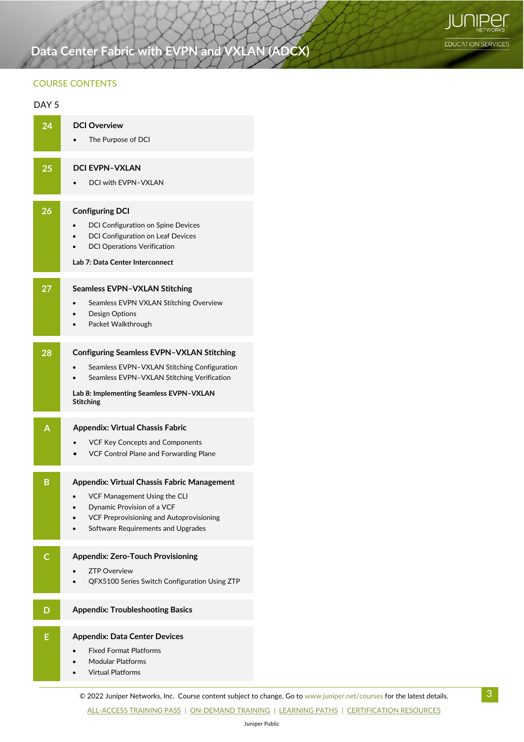# Data Center Fabric with EVPN and VXLAN (ADCX)

## COURSE CONTENTS

### DAY 5

**24 DCI Overview**

- The Purpose of DCI

**25 DCI EVPN–VXLAN**

- DCI with EVPN–VXLAN

**26 Configuring DCI**

- DCI Configuration on Spine Devices
- DCI Configuration on Leaf Devices
- DCI Operations Verification

**Lab 7: Data Center Interconnect**

**27 Seamless EVPN–VXLAN Stitching**

- Seamless EVPN VXLAN Stitching Overview
- Design Options
- Packet Walkthrough

**28 Configuring Seamless EVPN–VXLAN Stitching**

- Seamless EVPN–VXLAN Stitching Configuration
- Seamless EVPN–VXLAN Stitching Verification

**Lab 8: Implementing Seamless EVPN–VXLAN Stitching**

**A Appendix: Virtual Chassis Fabric**

- VCF Key Concepts and Components
- VCF Control Plane and Forwarding Plane

**B Appendix: Virtual Chassis Fabric Management**

- VCF Management Using the CLI
- Dynamic Provision of a VCF
- VCF Preprovisioning and Autoprovisioning
- Software Requirements and Upgrades

**C Appendix: Zero-Touch Provisioning**

- ZTP Overview
- QFX5100 Series Switch Configuration Using ZTP

**D Appendix: Troubleshooting Basics**

**E Appendix: Data Center Devices**

- Fixed Format Platforms
- Modular Platforms
- Virtual Platforms

© 2022 Juniper Networks, Inc. Course content subject to change. Go to www.juniper.net/courses for the latest details.

ALL-ACCESS TRAINING PASS | ON-DEMAND TRAINING | LEARNING PATHS | CERTIFICATION RESOURCES

Juniper Public